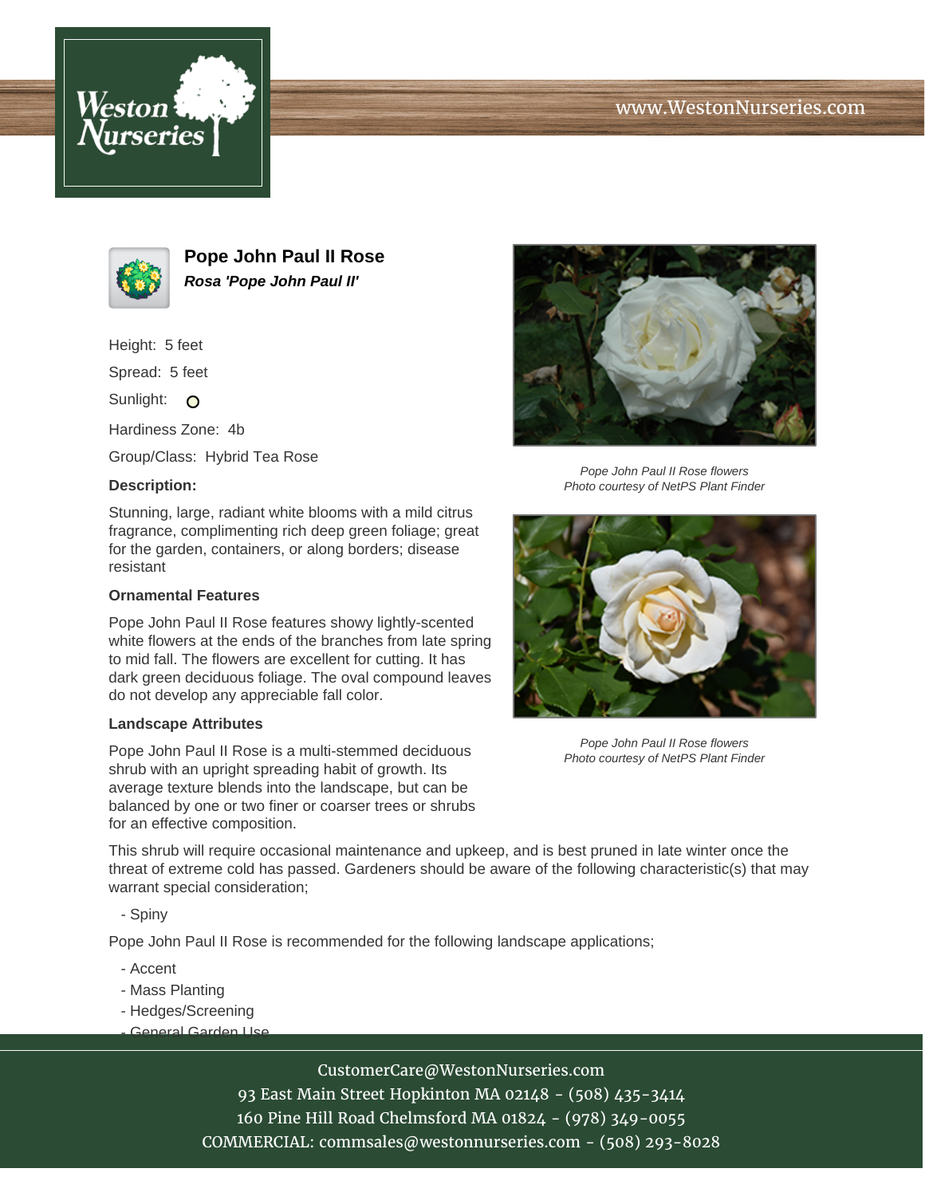# Pope John Paul II Rose

***Rosa 'Pope John Paul II'***

Height: 5 feet

Spread: 5 feet

Sunlight: O

Hardiness Zone: 4b

Group/Class: Hybrid Tea Rose

**Description:**

Stunning, large, radiant white blooms with a mild citrus fragrance, complimenting rich deep green foliage; great for the garden, containers, or along borders; disease resistant

*Pope John Paul II Rose flowers*
*Photo courtesy of NetPS Plant Finder*

*Pope John Paul II Rose flowers*
*Photo courtesy of NetPS Plant Finder*

### Ornamental Features

Pope John Paul II Rose features showy lightly-scented white flowers at the ends of the branches from late spring to mid fall. The flowers are excellent for cutting. It has dark green deciduous foliage. The oval compound leaves do not develop any appreciable fall color.

### Landscape Attributes

Pope John Paul II Rose is a multi-stemmed deciduous shrub with an upright spreading habit of growth. Its average texture blends into the landscape, but can be balanced by one or two finer or coarser trees or shrubs for an effective composition.

This shrub will require occasional maintenance and upkeep, and is best pruned in late winter once the threat of extreme cold has passed. Gardeners should be aware of the following characteristic(s) that may warrant special consideration;

- Spiny

Pope John Paul II Rose is recommended for the following landscape applications;

- Accent
- Mass Planting
- Hedges/Screening
- General Garden Use

CustomerCare@WestonNurseries.com
93 East Main Street Hopkinton MA 02148 - (508) 435-3414
160 Pine Hill Road Chelmsford MA 01824 - (978) 349-0055
COMMERCIAL: commsales@westonnurseries.com - (508) 293-8028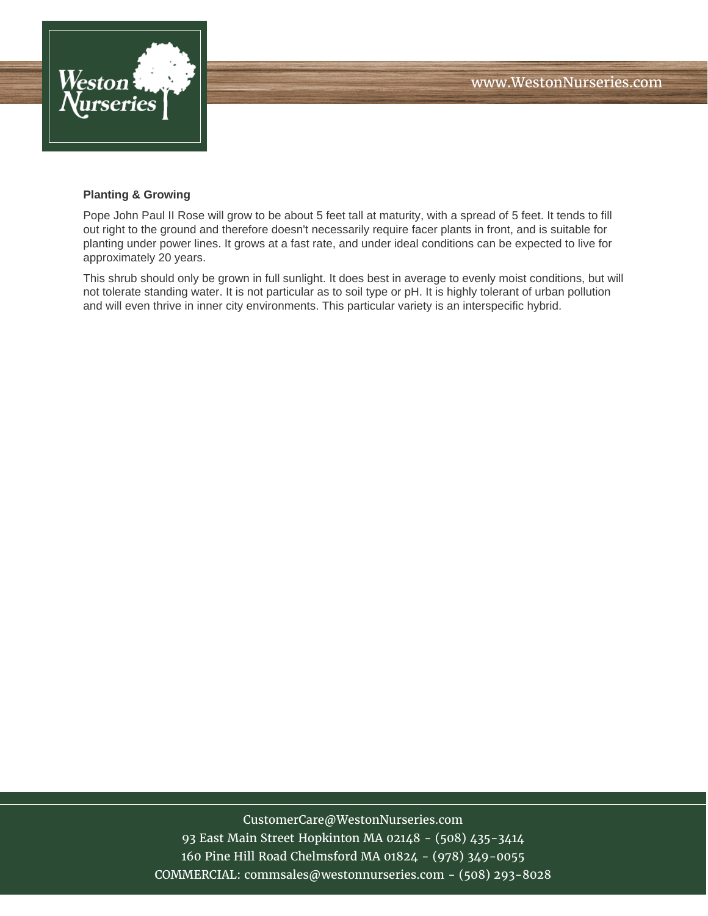### Planting & Growing

Pope John Paul II Rose will grow to be about 5 feet tall at maturity, with a spread of 5 feet. It tends to fill out right to the ground and therefore doesn't necessarily require facer plants in front, and is suitable for planting under power lines. It grows at a fast rate, and under ideal conditions can be expected to live for approximately 20 years.

This shrub should only be grown in full sunlight. It does best in average to evenly moist conditions, but will not tolerate standing water. It is not particular as to soil type or pH. It is highly tolerant of urban pollution and will even thrive in inner city environments. This particular variety is an interspecific hybrid.